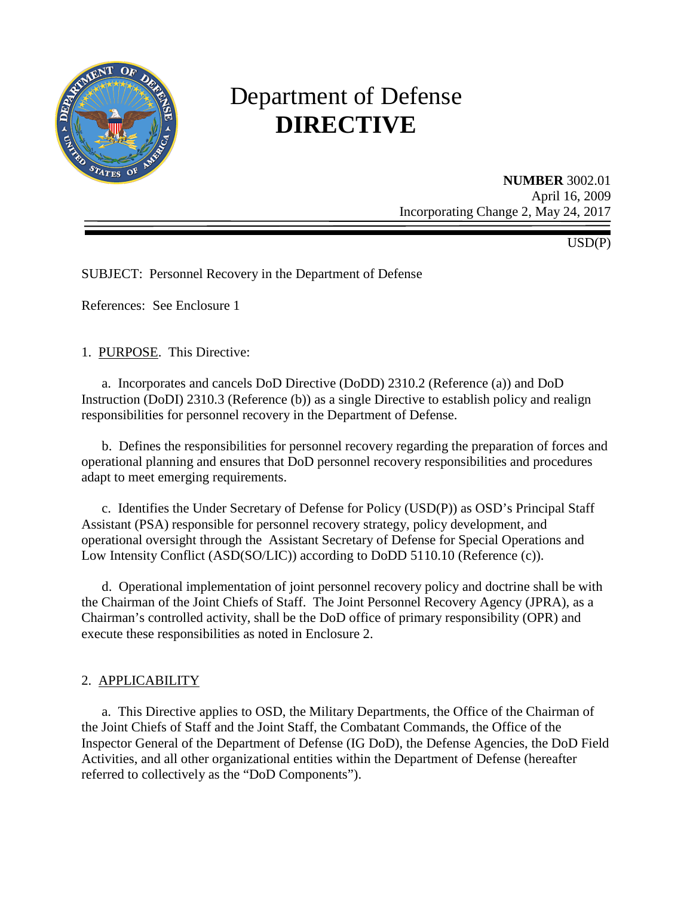# Department of Defense
# DIRECTIVE

**NUMBER** 3002.01
April 16, 2009
Incorporating Change 2, May 24, 2017

USD(P)

SUBJECT: Personnel Recovery in the Department of Defense

References: See Enclosure 1

1. PURPOSE. This Directive:

a. Incorporates and cancels DoD Directive (DoDD) 2310.2 (Reference (a)) and DoD Instruction (DoDI) 2310.3 (Reference (b)) as a single Directive to establish policy and realign responsibilities for personnel recovery in the Department of Defense.

b. Defines the responsibilities for personnel recovery regarding the preparation of forces and operational planning and ensures that DoD personnel recovery responsibilities and procedures adapt to meet emerging requirements.

c. Identifies the Under Secretary of Defense for Policy (USD(P)) as OSD's Principal Staff Assistant (PSA) responsible for personnel recovery strategy, policy development, and operational oversight through the Assistant Secretary of Defense for Special Operations and Low Intensity Conflict (ASD(SO/LIC)) according to DoDD 5110.10 (Reference (c)).

d. Operational implementation of joint personnel recovery policy and doctrine shall be with the Chairman of the Joint Chiefs of Staff. The Joint Personnel Recovery Agency (JPRA), as a Chairman's controlled activity, shall be the DoD office of primary responsibility (OPR) and execute these responsibilities as noted in Enclosure 2.

2. APPLICABILITY

a. This Directive applies to OSD, the Military Departments, the Office of the Chairman of the Joint Chiefs of Staff and the Joint Staff, the Combatant Commands, the Office of the Inspector General of the Department of Defense (IG DoD), the Defense Agencies, the DoD Field Activities, and all other organizational entities within the Department of Defense (hereafter referred to collectively as the "DoD Components").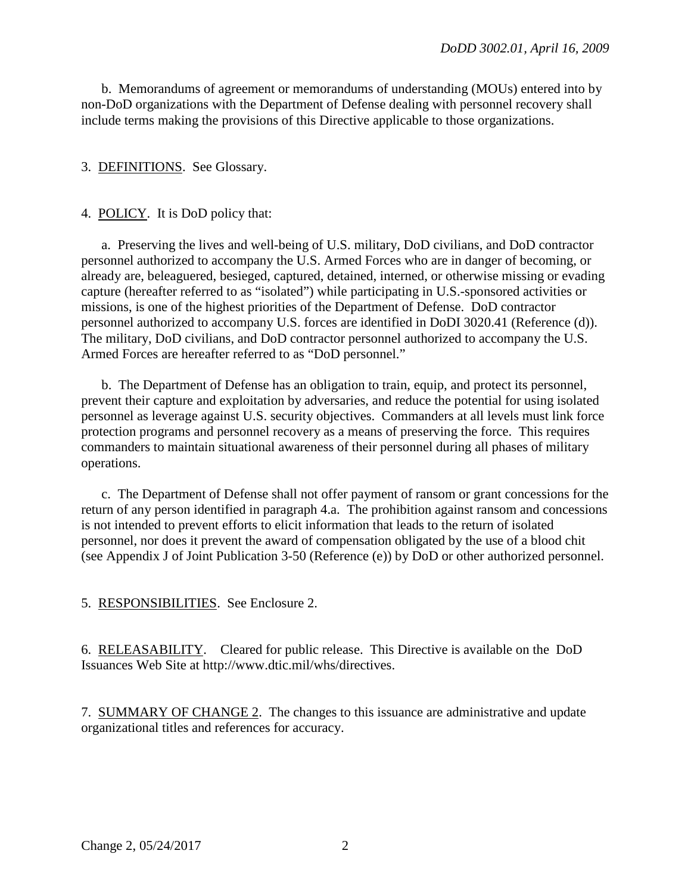b. Memorandums of agreement or memorandums of understanding (MOUs) entered into by non-DoD organizations with the Department of Defense dealing with personnel recovery shall include terms making the provisions of this Directive applicable to those organizations.

3. DEFINITIONS. See Glossary.

4. POLICY. It is DoD policy that:

a. Preserving the lives and well-being of U.S. military, DoD civilians, and DoD contractor personnel authorized to accompany the U.S. Armed Forces who are in danger of becoming, or already are, beleaguered, besieged, captured, detained, interned, or otherwise missing or evading capture (hereafter referred to as "isolated") while participating in U.S.-sponsored activities or missions, is one of the highest priorities of the Department of Defense. DoD contractor personnel authorized to accompany U.S. forces are identified in DoDI 3020.41 (Reference (d)). The military, DoD civilians, and DoD contractor personnel authorized to accompany the U.S. Armed Forces are hereafter referred to as "DoD personnel."

b. The Department of Defense has an obligation to train, equip, and protect its personnel, prevent their capture and exploitation by adversaries, and reduce the potential for using isolated personnel as leverage against U.S. security objectives. Commanders at all levels must link force protection programs and personnel recovery as a means of preserving the force. This requires commanders to maintain situational awareness of their personnel during all phases of military operations.

c. The Department of Defense shall not offer payment of ransom or grant concessions for the return of any person identified in paragraph 4.a. The prohibition against ransom and concessions is not intended to prevent efforts to elicit information that leads to the return of isolated personnel, nor does it prevent the award of compensation obligated by the use of a blood chit (see Appendix J of Joint Publication 3-50 (Reference (e)) by DoD or other authorized personnel.

5. RESPONSIBILITIES. See Enclosure 2.

6. RELEASABILITY. Cleared for public release. This Directive is available on the DoD Issuances Web Site at http://www.dtic.mil/whs/directives.

7. SUMMARY OF CHANGE 2. The changes to this issuance are administrative and update organizational titles and references for accuracy.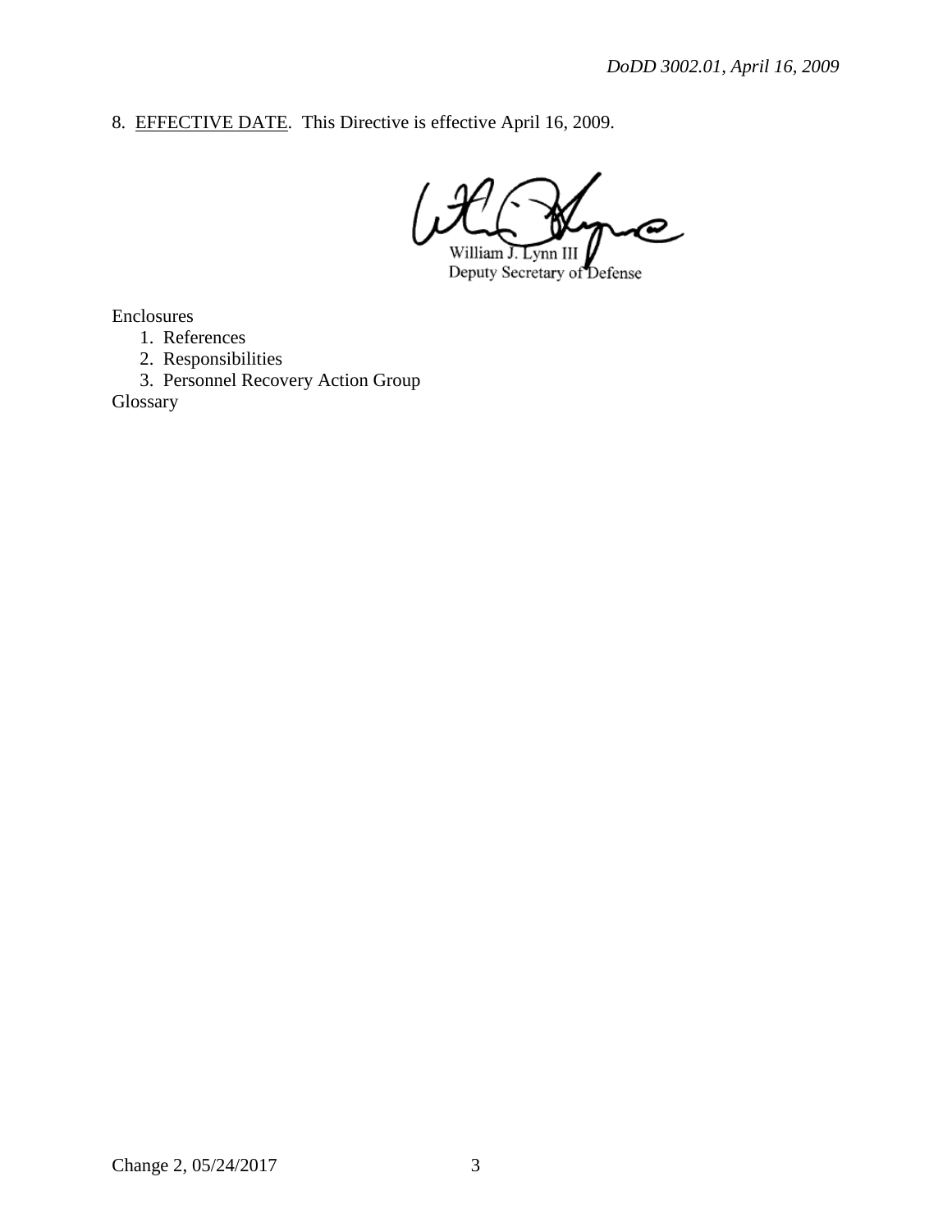8. EFFECTIVE DATE. This Directive is effective April 16, 2009.

William J. Lynn III
Deputy Secretary of Defense

Enclosures
1. References
2. Responsibilities
3. Personnel Recovery Action Group

Glossary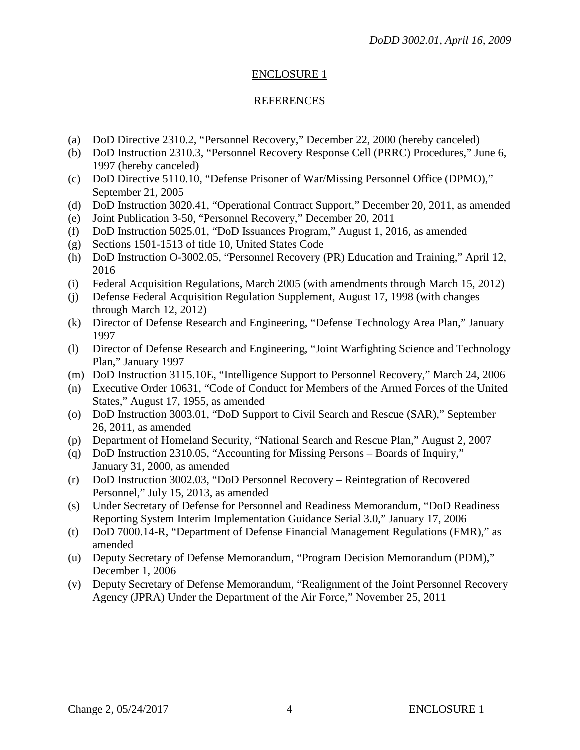## ENCLOSURE 1

## REFERENCES

(a) DoD Directive 2310.2, "Personnel Recovery," December 22, 2000 (hereby canceled)
(b) DoD Instruction 2310.3, "Personnel Recovery Response Cell (PRRC) Procedures," June 6, 1997 (hereby canceled)
(c) DoD Directive 5110.10, "Defense Prisoner of War/Missing Personnel Office (DPMO)," September 21, 2005
(d) DoD Instruction 3020.41, "Operational Contract Support," December 20, 2011, as amended
(e) Joint Publication 3-50, "Personnel Recovery," December 20, 2011
(f) DoD Instruction 5025.01, "DoD Issuances Program," August 1, 2016, as amended
(g) Sections 1501-1513 of title 10, United States Code
(h) DoD Instruction O-3002.05, "Personnel Recovery (PR) Education and Training," April 12, 2016
(i) Federal Acquisition Regulations, March 2005 (with amendments through March 15, 2012)
(j) Defense Federal Acquisition Regulation Supplement, August 17, 1998 (with changes through March 12, 2012)
(k) Director of Defense Research and Engineering, "Defense Technology Area Plan," January 1997
(l) Director of Defense Research and Engineering, "Joint Warfighting Science and Technology Plan," January 1997
(m) DoD Instruction 3115.10E, "Intelligence Support to Personnel Recovery," March 24, 2006
(n) Executive Order 10631, "Code of Conduct for Members of the Armed Forces of the United States," August 17, 1955, as amended
(o) DoD Instruction 3003.01, "DoD Support to Civil Search and Rescue (SAR)," September 26, 2011, as amended
(p) Department of Homeland Security, "National Search and Rescue Plan," August 2, 2007
(q) DoD Instruction 2310.05, "Accounting for Missing Persons – Boards of Inquiry," January 31, 2000, as amended
(r) DoD Instruction 3002.03, "DoD Personnel Recovery – Reintegration of Recovered Personnel," July 15, 2013, as amended
(s) Under Secretary of Defense for Personnel and Readiness Memorandum, "DoD Readiness Reporting System Interim Implementation Guidance Serial 3.0," January 17, 2006
(t) DoD 7000.14-R, "Department of Defense Financial Management Regulations (FMR)," as amended
(u) Deputy Secretary of Defense Memorandum, "Program Decision Memorandum (PDM)," December 1, 2006
(v) Deputy Secretary of Defense Memorandum, "Realignment of the Joint Personnel Recovery Agency (JPRA) Under the Department of the Air Force," November 25, 2011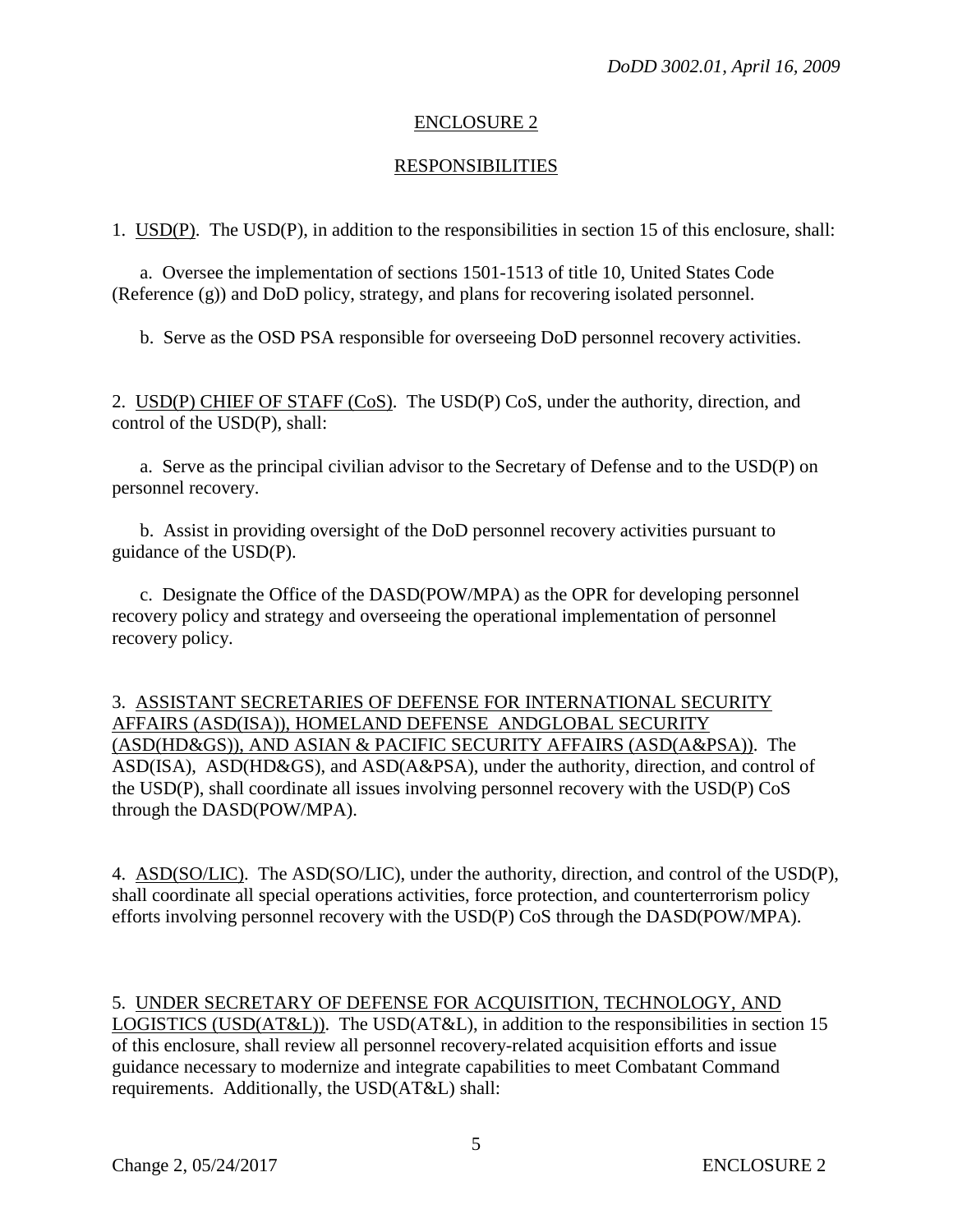## ENCLOSURE 2

## RESPONSIBILITIES

1. USD(P). The USD(P), in addition to the responsibilities in section 15 of this enclosure, shall:

a. Oversee the implementation of sections 1501-1513 of title 10, United States Code (Reference (g)) and DoD policy, strategy, and plans for recovering isolated personnel.

b. Serve as the OSD PSA responsible for overseeing DoD personnel recovery activities.

2. USD(P) CHIEF OF STAFF (CoS). The USD(P) CoS, under the authority, direction, and control of the USD(P), shall:

a. Serve as the principal civilian advisor to the Secretary of Defense and to the USD(P) on personnel recovery.

b. Assist in providing oversight of the DoD personnel recovery activities pursuant to guidance of the USD(P).

c. Designate the Office of the DASD(POW/MPA) as the OPR for developing personnel recovery policy and strategy and overseeing the operational implementation of personnel recovery policy.

3. ASSISTANT SECRETARIES OF DEFENSE FOR INTERNATIONAL SECURITY AFFAIRS (ASD(ISA)), HOMELAND DEFENSE ANDGLOBAL SECURITY (ASD(HD&GS)), AND ASIAN & PACIFIC SECURITY AFFAIRS (ASD(A&PSA)). The ASD(ISA), ASD(HD&GS), and ASD(A&PSA), under the authority, direction, and control of the USD(P), shall coordinate all issues involving personnel recovery with the USD(P) CoS through the DASD(POW/MPA).

4. ASD(SO/LIC). The ASD(SO/LIC), under the authority, direction, and control of the USD(P), shall coordinate all special operations activities, force protection, and counterterrorism policy efforts involving personnel recovery with the USD(P) CoS through the DASD(POW/MPA).

5. UNDER SECRETARY OF DEFENSE FOR ACQUISITION, TECHNOLOGY, AND LOGISTICS (USD(AT&L)). The USD(AT&L), in addition to the responsibilities in section 15 of this enclosure, shall review all personnel recovery-related acquisition efforts and issue guidance necessary to modernize and integrate capabilities to meet Combatant Command requirements. Additionally, the USD(AT&L) shall: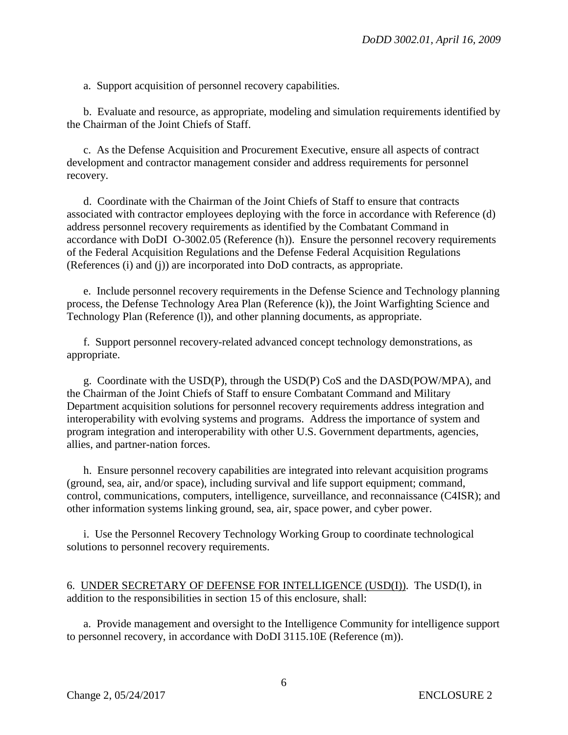a. Support acquisition of personnel recovery capabilities.

b. Evaluate and resource, as appropriate, modeling and simulation requirements identified by the Chairman of the Joint Chiefs of Staff.

c. As the Defense Acquisition and Procurement Executive, ensure all aspects of contract development and contractor management consider and address requirements for personnel recovery.

d. Coordinate with the Chairman of the Joint Chiefs of Staff to ensure that contracts associated with contractor employees deploying with the force in accordance with Reference (d) address personnel recovery requirements as identified by the Combatant Command in accordance with DoDI O-3002.05 (Reference (h)). Ensure the personnel recovery requirements of the Federal Acquisition Regulations and the Defense Federal Acquisition Regulations (References (i) and (j)) are incorporated into DoD contracts, as appropriate.

e. Include personnel recovery requirements in the Defense Science and Technology planning process, the Defense Technology Area Plan (Reference (k)), the Joint Warfighting Science and Technology Plan (Reference (l)), and other planning documents, as appropriate.

f. Support personnel recovery-related advanced concept technology demonstrations, as appropriate.

g. Coordinate with the USD(P), through the USD(P) CoS and the DASD(POW/MPA), and the Chairman of the Joint Chiefs of Staff to ensure Combatant Command and Military Department acquisition solutions for personnel recovery requirements address integration and interoperability with evolving systems and programs. Address the importance of system and program integration and interoperability with other U.S. Government departments, agencies, allies, and partner-nation forces.

h. Ensure personnel recovery capabilities are integrated into relevant acquisition programs (ground, sea, air, and/or space), including survival and life support equipment; command, control, communications, computers, intelligence, surveillance, and reconnaissance (C4ISR); and other information systems linking ground, sea, air, space power, and cyber power.

i. Use the Personnel Recovery Technology Working Group to coordinate technological solutions to personnel recovery requirements.

6. UNDER SECRETARY OF DEFENSE FOR INTELLIGENCE (USD(I)). The USD(I), in addition to the responsibilities in section 15 of this enclosure, shall:

a. Provide management and oversight to the Intelligence Community for intelligence support to personnel recovery, in accordance with DoDI 3115.10E (Reference (m)).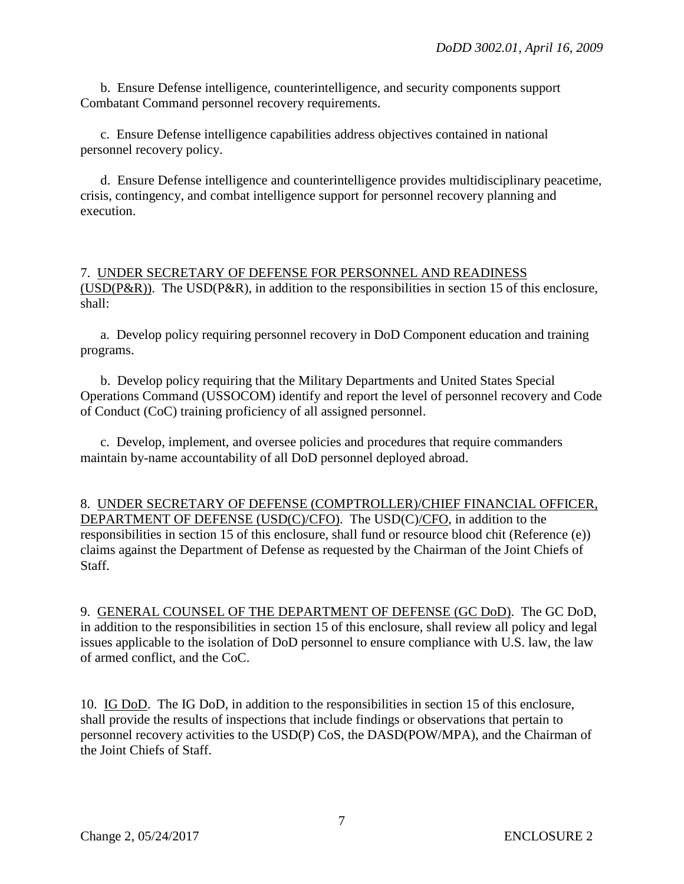b. Ensure Defense intelligence, counterintelligence, and security components support Combatant Command personnel recovery requirements.

c. Ensure Defense intelligence capabilities address objectives contained in national personnel recovery policy.

d. Ensure Defense intelligence and counterintelligence provides multidisciplinary peacetime, crisis, contingency, and combat intelligence support for personnel recovery planning and execution.

7. UNDER SECRETARY OF DEFENSE FOR PERSONNEL AND READINESS (USD(P&R)). The USD(P&R), in addition to the responsibilities in section 15 of this enclosure, shall:

a. Develop policy requiring personnel recovery in DoD Component education and training programs.

b. Develop policy requiring that the Military Departments and United States Special Operations Command (USSOCOM) identify and report the level of personnel recovery and Code of Conduct (CoC) training proficiency of all assigned personnel.

c. Develop, implement, and oversee policies and procedures that require commanders maintain by-name accountability of all DoD personnel deployed abroad.

8. UNDER SECRETARY OF DEFENSE (COMPTROLLER)/CHIEF FINANCIAL OFFICER, DEPARTMENT OF DEFENSE (USD(C)/CFO). The USD(C)/CFO, in addition to the responsibilities in section 15 of this enclosure, shall fund or resource blood chit (Reference (e)) claims against the Department of Defense as requested by the Chairman of the Joint Chiefs of Staff.

9. GENERAL COUNSEL OF THE DEPARTMENT OF DEFENSE (GC DoD). The GC DoD, in addition to the responsibilities in section 15 of this enclosure, shall review all policy and legal issues applicable to the isolation of DoD personnel to ensure compliance with U.S. law, the law of armed conflict, and the CoC.

10. IG DoD. The IG DoD, in addition to the responsibilities in section 15 of this enclosure, shall provide the results of inspections that include findings or observations that pertain to personnel recovery activities to the USD(P) CoS, the DASD(POW/MPA), and the Chairman of the Joint Chiefs of Staff.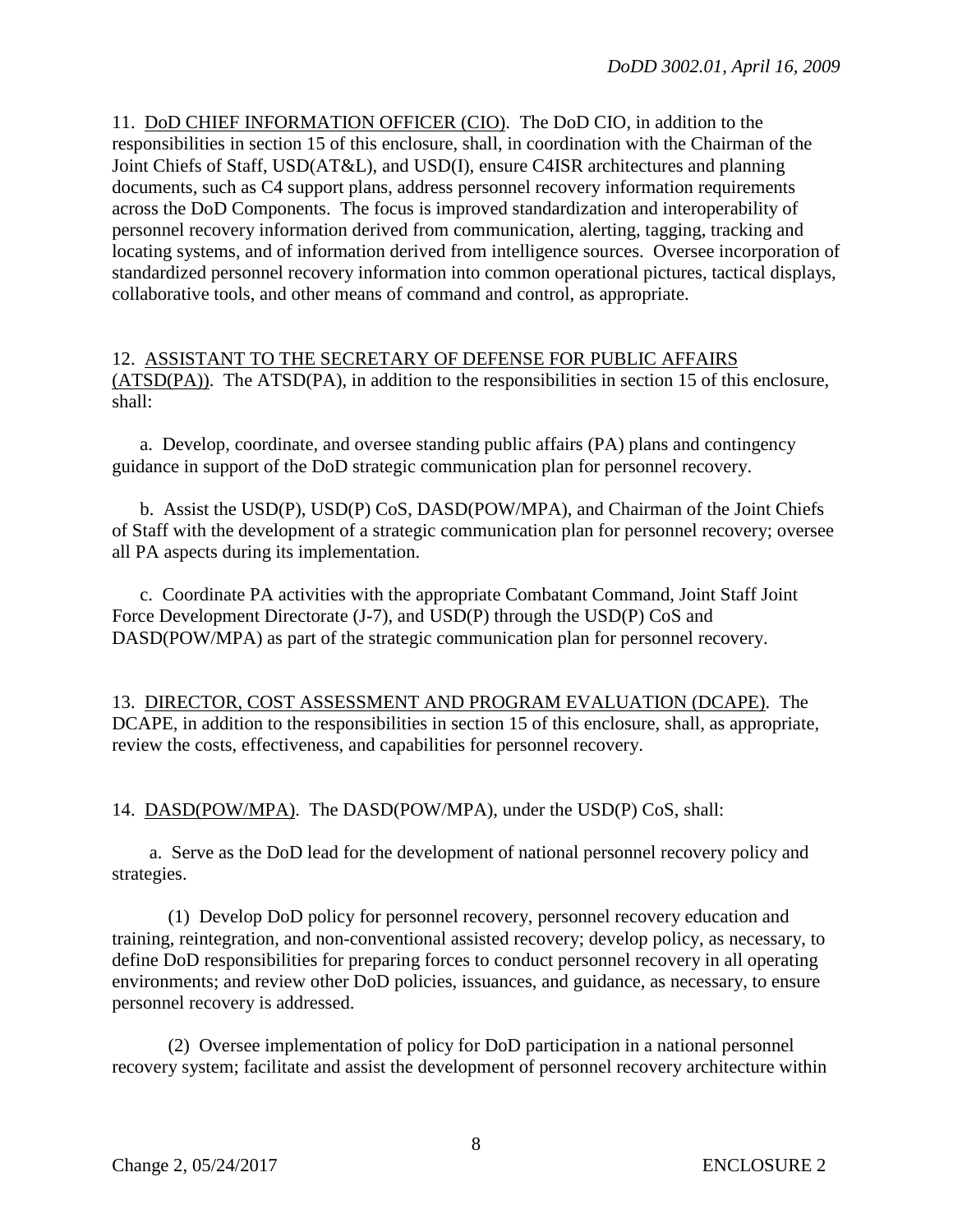11. DoD CHIEF INFORMATION OFFICER (CIO). The DoD CIO, in addition to the responsibilities in section 15 of this enclosure, shall, in coordination with the Chairman of the Joint Chiefs of Staff, USD(AT&L), and USD(I), ensure C4ISR architectures and planning documents, such as C4 support plans, address personnel recovery information requirements across the DoD Components. The focus is improved standardization and interoperability of personnel recovery information derived from communication, alerting, tagging, tracking and locating systems, and of information derived from intelligence sources. Oversee incorporation of standardized personnel recovery information into common operational pictures, tactical displays, collaborative tools, and other means of command and control, as appropriate.

12. ASSISTANT TO THE SECRETARY OF DEFENSE FOR PUBLIC AFFAIRS (ATSD(PA)). The ATSD(PA), in addition to the responsibilities in section 15 of this enclosure, shall:

a. Develop, coordinate, and oversee standing public affairs (PA) plans and contingency guidance in support of the DoD strategic communication plan for personnel recovery.

b. Assist the USD(P), USD(P) CoS, DASD(POW/MPA), and Chairman of the Joint Chiefs of Staff with the development of a strategic communication plan for personnel recovery; oversee all PA aspects during its implementation.

c. Coordinate PA activities with the appropriate Combatant Command, Joint Staff Joint Force Development Directorate (J-7), and USD(P) through the USD(P) CoS and DASD(POW/MPA) as part of the strategic communication plan for personnel recovery.

13. DIRECTOR, COST ASSESSMENT AND PROGRAM EVALUATION (DCAPE). The DCAPE, in addition to the responsibilities in section 15 of this enclosure, shall, as appropriate, review the costs, effectiveness, and capabilities for personnel recovery.

14. DASD(POW/MPA). The DASD(POW/MPA), under the USD(P) CoS, shall:

a. Serve as the DoD lead for the development of national personnel recovery policy and strategies.

(1) Develop DoD policy for personnel recovery, personnel recovery education and training, reintegration, and non-conventional assisted recovery; develop policy, as necessary, to define DoD responsibilities for preparing forces to conduct personnel recovery in all operating environments; and review other DoD policies, issuances, and guidance, as necessary, to ensure personnel recovery is addressed.

(2) Oversee implementation of policy for DoD participation in a national personnel recovery system; facilitate and assist the development of personnel recovery architecture within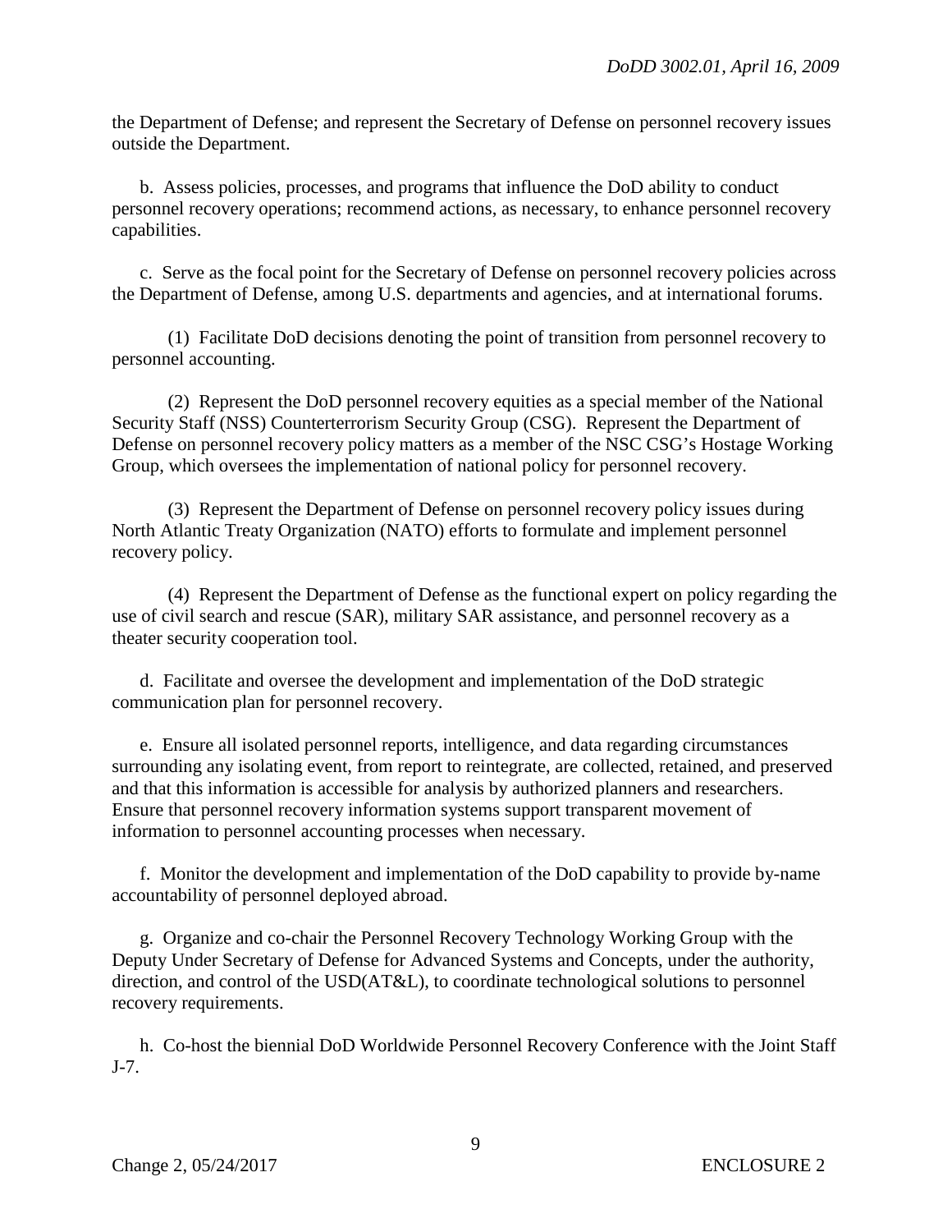the Department of Defense; and represent the Secretary of Defense on personnel recovery issues outside the Department.

b. Assess policies, processes, and programs that influence the DoD ability to conduct personnel recovery operations; recommend actions, as necessary, to enhance personnel recovery capabilities.

c. Serve as the focal point for the Secretary of Defense on personnel recovery policies across the Department of Defense, among U.S. departments and agencies, and at international forums.

(1) Facilitate DoD decisions denoting the point of transition from personnel recovery to personnel accounting.

(2) Represent the DoD personnel recovery equities as a special member of the National Security Staff (NSS) Counterterrorism Security Group (CSG). Represent the Department of Defense on personnel recovery policy matters as a member of the NSC CSG's Hostage Working Group, which oversees the implementation of national policy for personnel recovery.

(3) Represent the Department of Defense on personnel recovery policy issues during North Atlantic Treaty Organization (NATO) efforts to formulate and implement personnel recovery policy.

(4) Represent the Department of Defense as the functional expert on policy regarding the use of civil search and rescue (SAR), military SAR assistance, and personnel recovery as a theater security cooperation tool.

d. Facilitate and oversee the development and implementation of the DoD strategic communication plan for personnel recovery.

e. Ensure all isolated personnel reports, intelligence, and data regarding circumstances surrounding any isolating event, from report to reintegrate, are collected, retained, and preserved and that this information is accessible for analysis by authorized planners and researchers. Ensure that personnel recovery information systems support transparent movement of information to personnel accounting processes when necessary.

f. Monitor the development and implementation of the DoD capability to provide by-name accountability of personnel deployed abroad.

g. Organize and co-chair the Personnel Recovery Technology Working Group with the Deputy Under Secretary of Defense for Advanced Systems and Concepts, under the authority, direction, and control of the USD(AT&L), to coordinate technological solutions to personnel recovery requirements.

h. Co-host the biennial DoD Worldwide Personnel Recovery Conference with the Joint Staff J-7.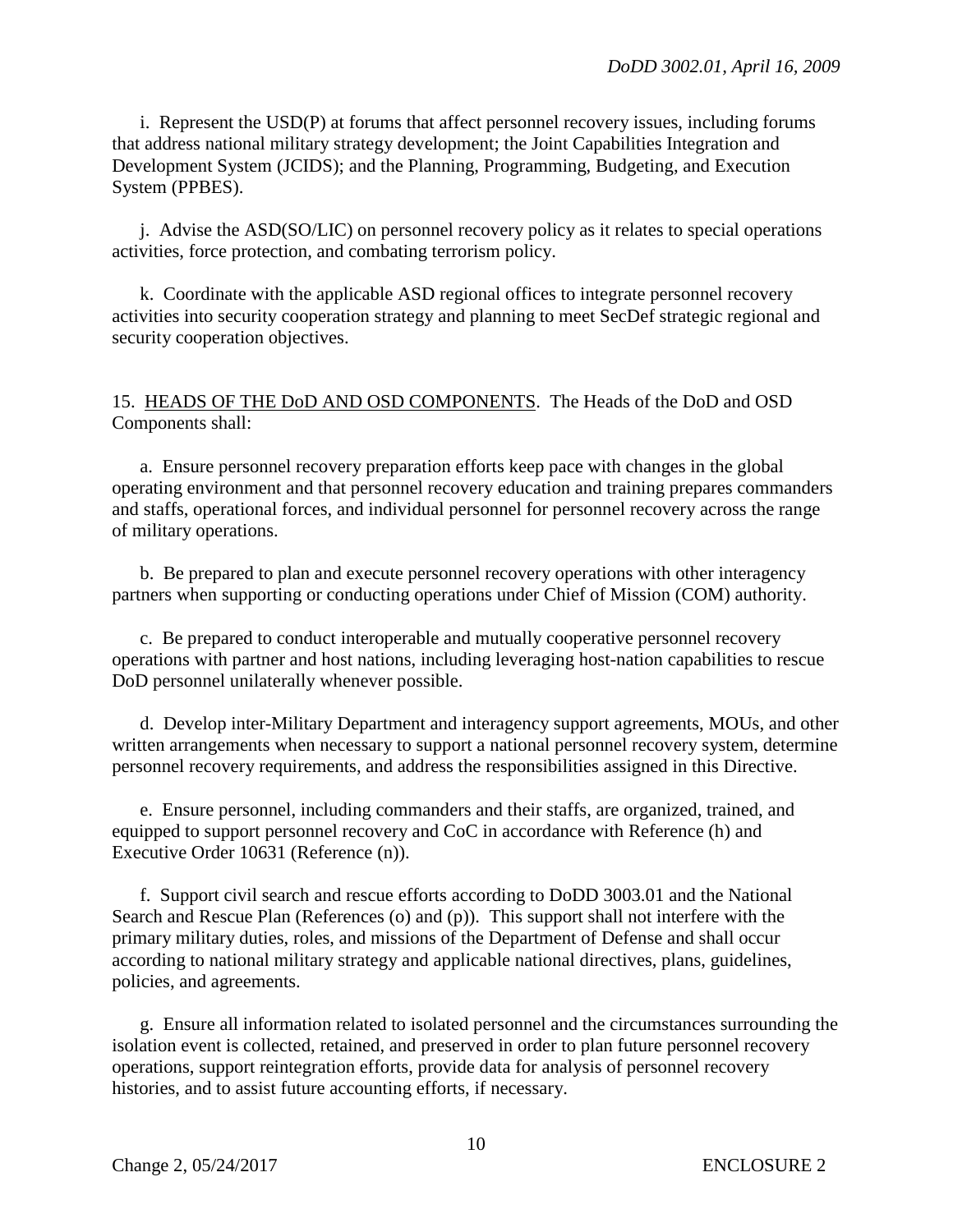i. Represent the USD(P) at forums that affect personnel recovery issues, including forums that address national military strategy development; the Joint Capabilities Integration and Development System (JCIDS); and the Planning, Programming, Budgeting, and Execution System (PPBES).

j. Advise the ASD(SO/LIC) on personnel recovery policy as it relates to special operations activities, force protection, and combating terrorism policy.

k. Coordinate with the applicable ASD regional offices to integrate personnel recovery activities into security cooperation strategy and planning to meet SecDef strategic regional and security cooperation objectives.

15. HEADS OF THE DoD AND OSD COMPONENTS. The Heads of the DoD and OSD Components shall:

a. Ensure personnel recovery preparation efforts keep pace with changes in the global operating environment and that personnel recovery education and training prepares commanders and staffs, operational forces, and individual personnel for personnel recovery across the range of military operations.

b. Be prepared to plan and execute personnel recovery operations with other interagency partners when supporting or conducting operations under Chief of Mission (COM) authority.

c. Be prepared to conduct interoperable and mutually cooperative personnel recovery operations with partner and host nations, including leveraging host-nation capabilities to rescue DoD personnel unilaterally whenever possible.

d. Develop inter-Military Department and interagency support agreements, MOUs, and other written arrangements when necessary to support a national personnel recovery system, determine personnel recovery requirements, and address the responsibilities assigned in this Directive.

e. Ensure personnel, including commanders and their staffs, are organized, trained, and equipped to support personnel recovery and CoC in accordance with Reference (h) and Executive Order 10631 (Reference (n)).

f. Support civil search and rescue efforts according to DoDD 3003.01 and the National Search and Rescue Plan (References (o) and (p)). This support shall not interfere with the primary military duties, roles, and missions of the Department of Defense and shall occur according to national military strategy and applicable national directives, plans, guidelines, policies, and agreements.

g. Ensure all information related to isolated personnel and the circumstances surrounding the isolation event is collected, retained, and preserved in order to plan future personnel recovery operations, support reintegration efforts, provide data for analysis of personnel recovery histories, and to assist future accounting efforts, if necessary.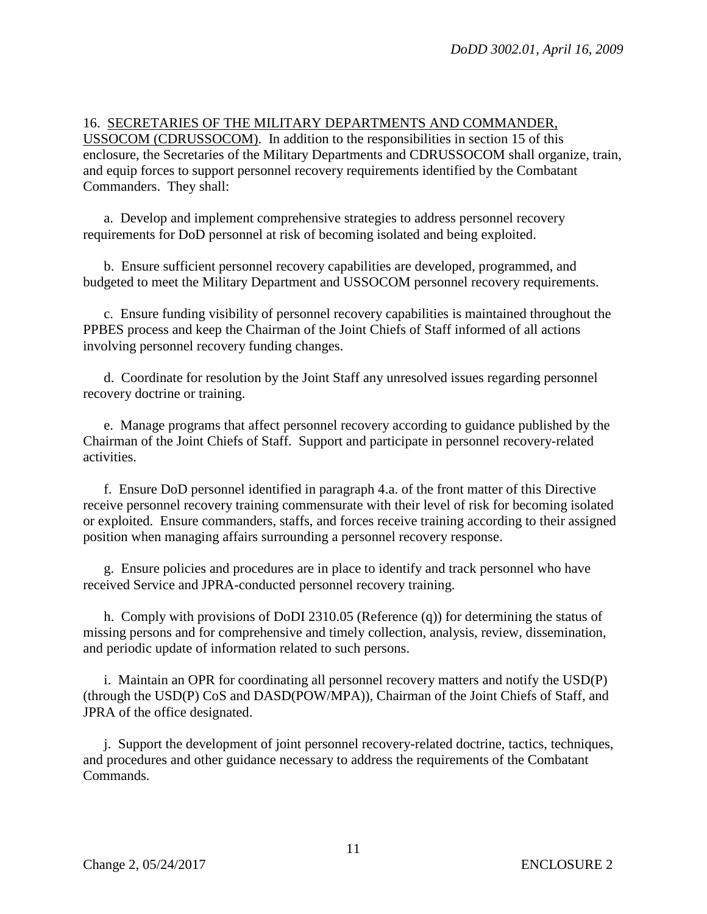16. SECRETARIES OF THE MILITARY DEPARTMENTS AND COMMANDER, USSOCOM (CDRUSSOCOM). In addition to the responsibilities in section 15 of this enclosure, the Secretaries of the Military Departments and CDRUSSOCOM shall organize, train, and equip forces to support personnel recovery requirements identified by the Combatant Commanders. They shall:

a. Develop and implement comprehensive strategies to address personnel recovery requirements for DoD personnel at risk of becoming isolated and being exploited.

b. Ensure sufficient personnel recovery capabilities are developed, programmed, and budgeted to meet the Military Department and USSOCOM personnel recovery requirements.

c. Ensure funding visibility of personnel recovery capabilities is maintained throughout the PPBES process and keep the Chairman of the Joint Chiefs of Staff informed of all actions involving personnel recovery funding changes.

d. Coordinate for resolution by the Joint Staff any unresolved issues regarding personnel recovery doctrine or training.

e. Manage programs that affect personnel recovery according to guidance published by the Chairman of the Joint Chiefs of Staff. Support and participate in personnel recovery-related activities.

f. Ensure DoD personnel identified in paragraph 4.a. of the front matter of this Directive receive personnel recovery training commensurate with their level of risk for becoming isolated or exploited. Ensure commanders, staffs, and forces receive training according to their assigned position when managing affairs surrounding a personnel recovery response.

g. Ensure policies and procedures are in place to identify and track personnel who have received Service and JPRA-conducted personnel recovery training.

h. Comply with provisions of DoDI 2310.05 (Reference (q)) for determining the status of missing persons and for comprehensive and timely collection, analysis, review, dissemination, and periodic update of information related to such persons.

i. Maintain an OPR for coordinating all personnel recovery matters and notify the USD(P) (through the USD(P) CoS and DASD(POW/MPA)), Chairman of the Joint Chiefs of Staff, and JPRA of the office designated.

j. Support the development of joint personnel recovery-related doctrine, tactics, techniques, and procedures and other guidance necessary to address the requirements of the Combatant Commands.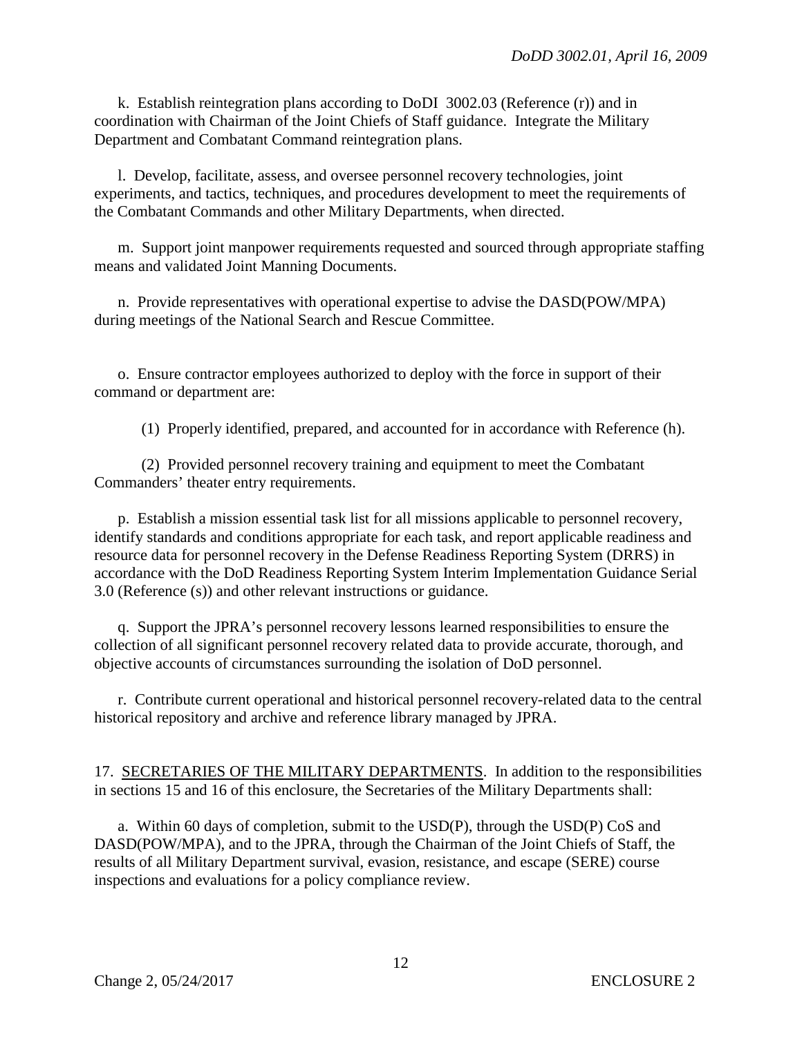k. Establish reintegration plans according to DoDI 3002.03 (Reference (r)) and in coordination with Chairman of the Joint Chiefs of Staff guidance. Integrate the Military Department and Combatant Command reintegration plans.

l. Develop, facilitate, assess, and oversee personnel recovery technologies, joint experiments, and tactics, techniques, and procedures development to meet the requirements of the Combatant Commands and other Military Departments, when directed.

m. Support joint manpower requirements requested and sourced through appropriate staffing means and validated Joint Manning Documents.

n. Provide representatives with operational expertise to advise the DASD(POW/MPA) during meetings of the National Search and Rescue Committee.

o. Ensure contractor employees authorized to deploy with the force in support of their command or department are:

(1) Properly identified, prepared, and accounted for in accordance with Reference (h).

(2) Provided personnel recovery training and equipment to meet the Combatant Commanders' theater entry requirements.

p. Establish a mission essential task list for all missions applicable to personnel recovery, identify standards and conditions appropriate for each task, and report applicable readiness and resource data for personnel recovery in the Defense Readiness Reporting System (DRRS) in accordance with the DoD Readiness Reporting System Interim Implementation Guidance Serial 3.0 (Reference (s)) and other relevant instructions or guidance.

q. Support the JPRA's personnel recovery lessons learned responsibilities to ensure the collection of all significant personnel recovery related data to provide accurate, thorough, and objective accounts of circumstances surrounding the isolation of DoD personnel.

r. Contribute current operational and historical personnel recovery-related data to the central historical repository and archive and reference library managed by JPRA.

17. SECRETARIES OF THE MILITARY DEPARTMENTS. In addition to the responsibilities in sections 15 and 16 of this enclosure, the Secretaries of the Military Departments shall:

a. Within 60 days of completion, submit to the USD(P), through the USD(P) CoS and DASD(POW/MPA), and to the JPRA, through the Chairman of the Joint Chiefs of Staff, the results of all Military Department survival, evasion, resistance, and escape (SERE) course inspections and evaluations for a policy compliance review.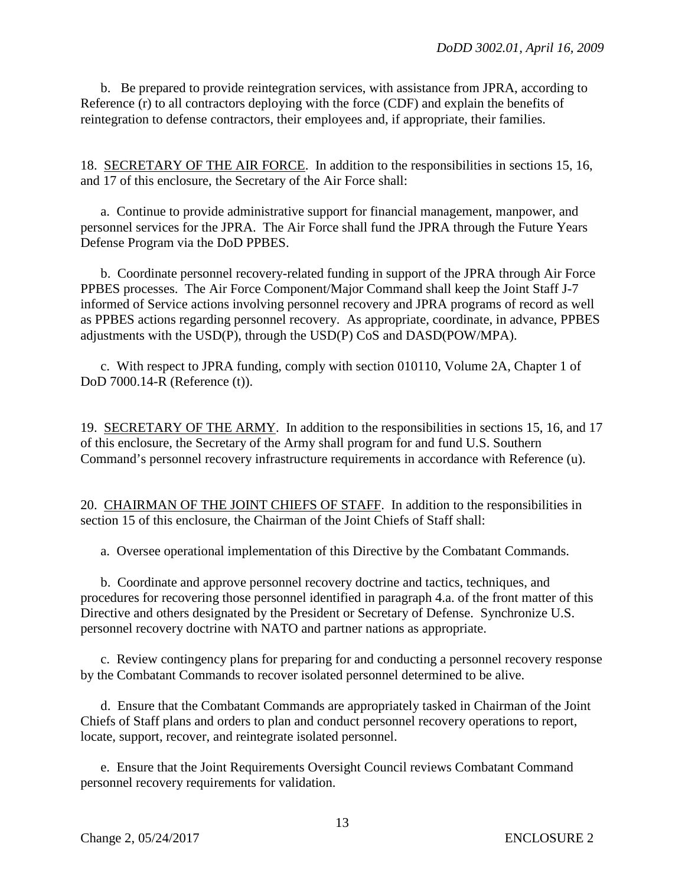b. Be prepared to provide reintegration services, with assistance from JPRA, according to Reference (r) to all contractors deploying with the force (CDF) and explain the benefits of reintegration to defense contractors, their employees and, if appropriate, their families.

18. <u>SECRETARY OF THE AIR FORCE</u>. In addition to the responsibilities in sections 15, 16, and 17 of this enclosure, the Secretary of the Air Force shall:

a. Continue to provide administrative support for financial management, manpower, and personnel services for the JPRA. The Air Force shall fund the JPRA through the Future Years Defense Program via the DoD PPBES.

b. Coordinate personnel recovery-related funding in support of the JPRA through Air Force PPBES processes. The Air Force Component/Major Command shall keep the Joint Staff J-7 informed of Service actions involving personnel recovery and JPRA programs of record as well as PPBES actions regarding personnel recovery. As appropriate, coordinate, in advance, PPBES adjustments with the USD(P), through the USD(P) CoS and DASD(POW/MPA).

c. With respect to JPRA funding, comply with section 010110, Volume 2A, Chapter 1 of DoD 7000.14-R (Reference (t)).

19. <u>SECRETARY OF THE ARMY</u>. In addition to the responsibilities in sections 15, 16, and 17 of this enclosure, the Secretary of the Army shall program for and fund U.S. Southern Command's personnel recovery infrastructure requirements in accordance with Reference (u).

20. <u>CHAIRMAN OF THE JOINT CHIEFS OF STAFF</u>. In addition to the responsibilities in section 15 of this enclosure, the Chairman of the Joint Chiefs of Staff shall:

a. Oversee operational implementation of this Directive by the Combatant Commands.

b. Coordinate and approve personnel recovery doctrine and tactics, techniques, and procedures for recovering those personnel identified in paragraph 4.a. of the front matter of this Directive and others designated by the President or Secretary of Defense. Synchronize U.S. personnel recovery doctrine with NATO and partner nations as appropriate.

c. Review contingency plans for preparing for and conducting a personnel recovery response by the Combatant Commands to recover isolated personnel determined to be alive.

d. Ensure that the Combatant Commands are appropriately tasked in Chairman of the Joint Chiefs of Staff plans and orders to plan and conduct personnel recovery operations to report, locate, support, recover, and reintegrate isolated personnel.

e. Ensure that the Joint Requirements Oversight Council reviews Combatant Command personnel recovery requirements for validation.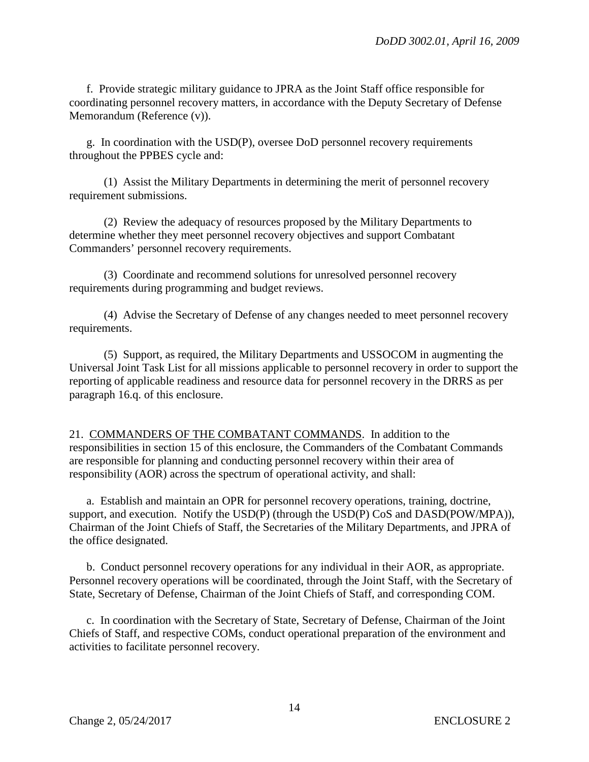f. Provide strategic military guidance to JPRA as the Joint Staff office responsible for coordinating personnel recovery matters, in accordance with the Deputy Secretary of Defense Memorandum (Reference (v)).

g. In coordination with the USD(P), oversee DoD personnel recovery requirements throughout the PPBES cycle and:

(1) Assist the Military Departments in determining the merit of personnel recovery requirement submissions.

(2) Review the adequacy of resources proposed by the Military Departments to determine whether they meet personnel recovery objectives and support Combatant Commanders' personnel recovery requirements.

(3) Coordinate and recommend solutions for unresolved personnel recovery requirements during programming and budget reviews.

(4) Advise the Secretary of Defense of any changes needed to meet personnel recovery requirements.

(5) Support, as required, the Military Departments and USSOCOM in augmenting the Universal Joint Task List for all missions applicable to personnel recovery in order to support the reporting of applicable readiness and resource data for personnel recovery in the DRRS as per paragraph 16.q. of this enclosure.

21. COMMANDERS OF THE COMBATANT COMMANDS. In addition to the responsibilities in section 15 of this enclosure, the Commanders of the Combatant Commands are responsible for planning and conducting personnel recovery within their area of responsibility (AOR) across the spectrum of operational activity, and shall:

a. Establish and maintain an OPR for personnel recovery operations, training, doctrine, support, and execution. Notify the USD(P) (through the USD(P) CoS and DASD(POW/MPA)), Chairman of the Joint Chiefs of Staff, the Secretaries of the Military Departments, and JPRA of the office designated.

b. Conduct personnel recovery operations for any individual in their AOR, as appropriate. Personnel recovery operations will be coordinated, through the Joint Staff, with the Secretary of State, Secretary of Defense, Chairman of the Joint Chiefs of Staff, and corresponding COM.

c. In coordination with the Secretary of State, Secretary of Defense, Chairman of the Joint Chiefs of Staff, and respective COMs, conduct operational preparation of the environment and activities to facilitate personnel recovery.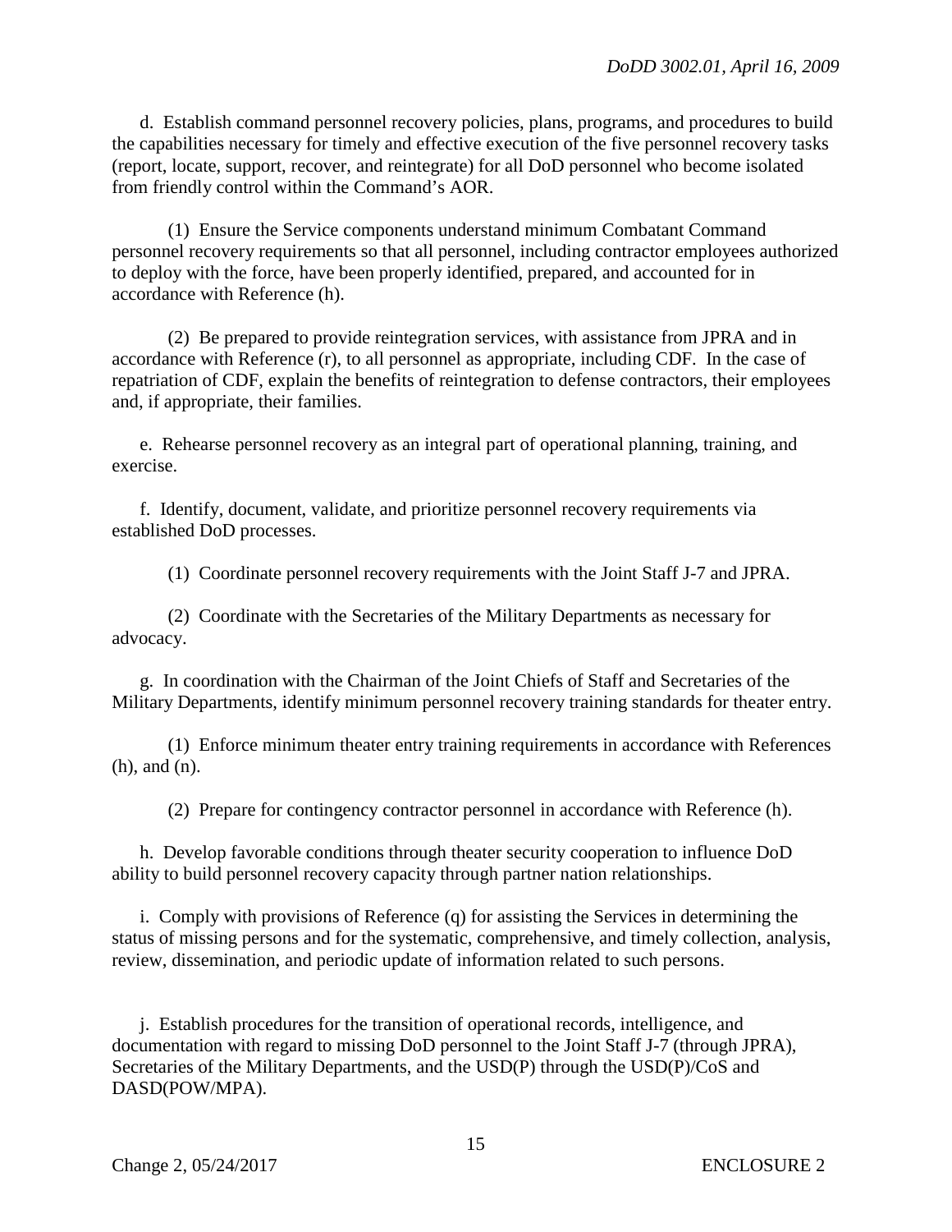d. Establish command personnel recovery policies, plans, programs, and procedures to build the capabilities necessary for timely and effective execution of the five personnel recovery tasks (report, locate, support, recover, and reintegrate) for all DoD personnel who become isolated from friendly control within the Command's AOR.

(1) Ensure the Service components understand minimum Combatant Command personnel recovery requirements so that all personnel, including contractor employees authorized to deploy with the force, have been properly identified, prepared, and accounted for in accordance with Reference (h).

(2) Be prepared to provide reintegration services, with assistance from JPRA and in accordance with Reference (r), to all personnel as appropriate, including CDF. In the case of repatriation of CDF, explain the benefits of reintegration to defense contractors, their employees and, if appropriate, their families.

e. Rehearse personnel recovery as an integral part of operational planning, training, and exercise.

f. Identify, document, validate, and prioritize personnel recovery requirements via established DoD processes.

(1) Coordinate personnel recovery requirements with the Joint Staff J-7 and JPRA.

(2) Coordinate with the Secretaries of the Military Departments as necessary for advocacy.

g. In coordination with the Chairman of the Joint Chiefs of Staff and Secretaries of the Military Departments, identify minimum personnel recovery training standards for theater entry.

(1) Enforce minimum theater entry training requirements in accordance with References (h), and (n).

(2) Prepare for contingency contractor personnel in accordance with Reference (h).

h. Develop favorable conditions through theater security cooperation to influence DoD ability to build personnel recovery capacity through partner nation relationships.

i. Comply with provisions of Reference (q) for assisting the Services in determining the status of missing persons and for the systematic, comprehensive, and timely collection, analysis, review, dissemination, and periodic update of information related to such persons.

j. Establish procedures for the transition of operational records, intelligence, and documentation with regard to missing DoD personnel to the Joint Staff J-7 (through JPRA), Secretaries of the Military Departments, and the USD(P) through the USD(P)/CoS and DASD(POW/MPA).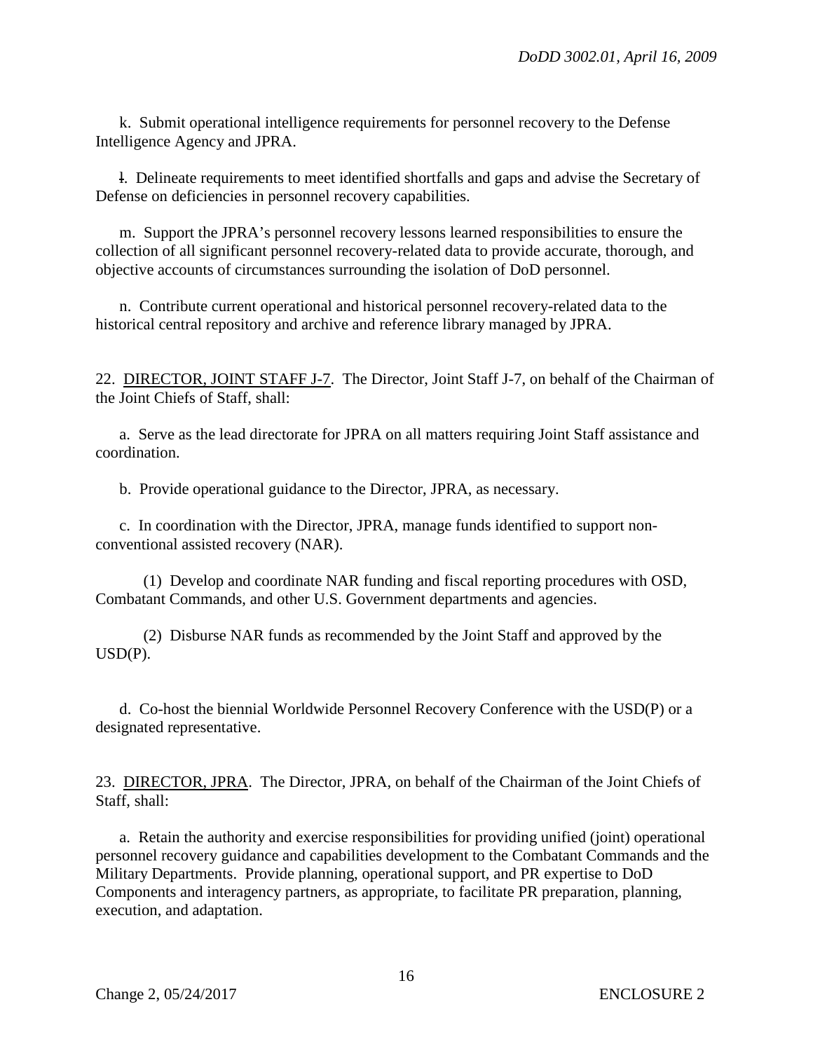k. Submit operational intelligence requirements for personnel recovery to the Defense Intelligence Agency and JPRA.

l. Delineate requirements to meet identified shortfalls and gaps and advise the Secretary of Defense on deficiencies in personnel recovery capabilities.

m. Support the JPRA's personnel recovery lessons learned responsibilities to ensure the collection of all significant personnel recovery-related data to provide accurate, thorough, and objective accounts of circumstances surrounding the isolation of DoD personnel.

n. Contribute current operational and historical personnel recovery-related data to the historical central repository and archive and reference library managed by JPRA.

22. DIRECTOR, JOINT STAFF J-7. The Director, Joint Staff J-7, on behalf of the Chairman of the Joint Chiefs of Staff, shall:

a. Serve as the lead directorate for JPRA on all matters requiring Joint Staff assistance and coordination.

b. Provide operational guidance to the Director, JPRA, as necessary.

c. In coordination with the Director, JPRA, manage funds identified to support non-conventional assisted recovery (NAR).

(1) Develop and coordinate NAR funding and fiscal reporting procedures with OSD, Combatant Commands, and other U.S. Government departments and agencies.

(2) Disburse NAR funds as recommended by the Joint Staff and approved by the USD(P).

d. Co-host the biennial Worldwide Personnel Recovery Conference with the USD(P) or a designated representative.

23. DIRECTOR, JPRA. The Director, JPRA, on behalf of the Chairman of the Joint Chiefs of Staff, shall:

a. Retain the authority and exercise responsibilities for providing unified (joint) operational personnel recovery guidance and capabilities development to the Combatant Commands and the Military Departments. Provide planning, operational support, and PR expertise to DoD Components and interagency partners, as appropriate, to facilitate PR preparation, planning, execution, and adaptation.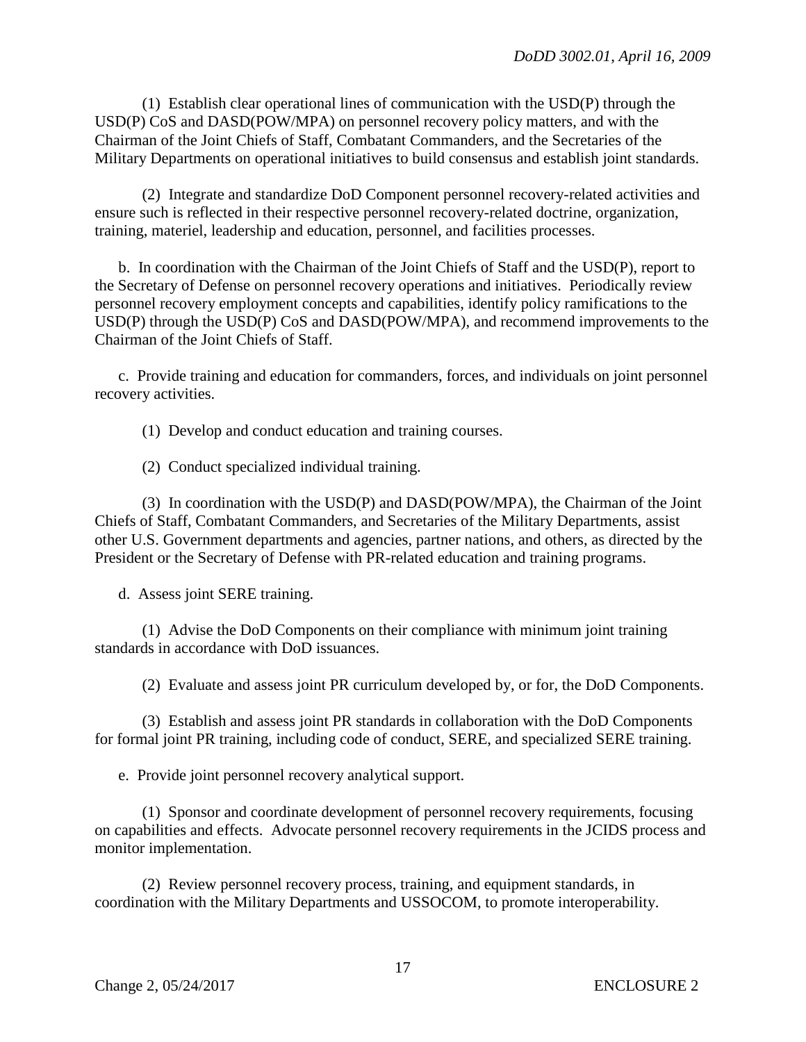(1) Establish clear operational lines of communication with the USD(P) through the USD(P) CoS and DASD(POW/MPA) on personnel recovery policy matters, and with the Chairman of the Joint Chiefs of Staff, Combatant Commanders, and the Secretaries of the Military Departments on operational initiatives to build consensus and establish joint standards.

(2) Integrate and standardize DoD Component personnel recovery-related activities and ensure such is reflected in their respective personnel recovery-related doctrine, organization, training, materiel, leadership and education, personnel, and facilities processes.

b. In coordination with the Chairman of the Joint Chiefs of Staff and the USD(P), report to the Secretary of Defense on personnel recovery operations and initiatives. Periodically review personnel recovery employment concepts and capabilities, identify policy ramifications to the USD(P) through the USD(P) CoS and DASD(POW/MPA), and recommend improvements to the Chairman of the Joint Chiefs of Staff.

c. Provide training and education for commanders, forces, and individuals on joint personnel recovery activities.

(1) Develop and conduct education and training courses.

(2) Conduct specialized individual training.

(3) In coordination with the USD(P) and DASD(POW/MPA), the Chairman of the Joint Chiefs of Staff, Combatant Commanders, and Secretaries of the Military Departments, assist other U.S. Government departments and agencies, partner nations, and others, as directed by the President or the Secretary of Defense with PR-related education and training programs.

d. Assess joint SERE training.

(1) Advise the DoD Components on their compliance with minimum joint training standards in accordance with DoD issuances.

(2) Evaluate and assess joint PR curriculum developed by, or for, the DoD Components.

(3) Establish and assess joint PR standards in collaboration with the DoD Components for formal joint PR training, including code of conduct, SERE, and specialized SERE training.

e. Provide joint personnel recovery analytical support.

(1) Sponsor and coordinate development of personnel recovery requirements, focusing on capabilities and effects. Advocate personnel recovery requirements in the JCIDS process and monitor implementation.

(2) Review personnel recovery process, training, and equipment standards, in coordination with the Military Departments and USSOCOM, to promote interoperability.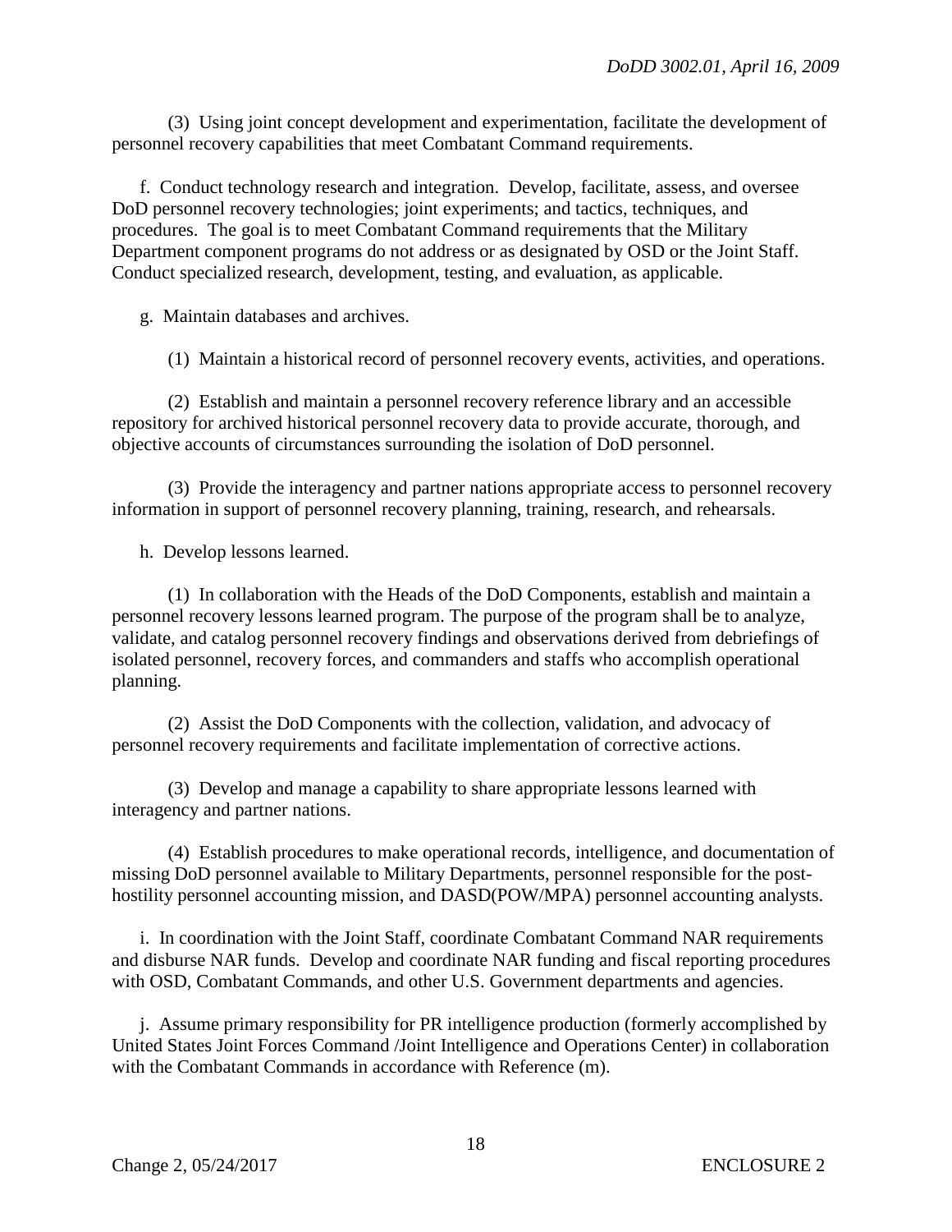(3) Using joint concept development and experimentation, facilitate the development of personnel recovery capabilities that meet Combatant Command requirements.

f. Conduct technology research and integration. Develop, facilitate, assess, and oversee DoD personnel recovery technologies; joint experiments; and tactics, techniques, and procedures. The goal is to meet Combatant Command requirements that the Military Department component programs do not address or as designated by OSD or the Joint Staff. Conduct specialized research, development, testing, and evaluation, as applicable.

g. Maintain databases and archives.

(1) Maintain a historical record of personnel recovery events, activities, and operations.

(2) Establish and maintain a personnel recovery reference library and an accessible repository for archived historical personnel recovery data to provide accurate, thorough, and objective accounts of circumstances surrounding the isolation of DoD personnel.

(3) Provide the interagency and partner nations appropriate access to personnel recovery information in support of personnel recovery planning, training, research, and rehearsals.

h. Develop lessons learned.

(1) In collaboration with the Heads of the DoD Components, establish and maintain a personnel recovery lessons learned program. The purpose of the program shall be to analyze, validate, and catalog personnel recovery findings and observations derived from debriefings of isolated personnel, recovery forces, and commanders and staffs who accomplish operational planning.

(2) Assist the DoD Components with the collection, validation, and advocacy of personnel recovery requirements and facilitate implementation of corrective actions.

(3) Develop and manage a capability to share appropriate lessons learned with interagency and partner nations.

(4) Establish procedures to make operational records, intelligence, and documentation of missing DoD personnel available to Military Departments, personnel responsible for the post-hostility personnel accounting mission, and DASD(POW/MPA) personnel accounting analysts.

i. In coordination with the Joint Staff, coordinate Combatant Command NAR requirements and disburse NAR funds. Develop and coordinate NAR funding and fiscal reporting procedures with OSD, Combatant Commands, and other U.S. Government departments and agencies.

j. Assume primary responsibility for PR intelligence production (formerly accomplished by United States Joint Forces Command /Joint Intelligence and Operations Center) in collaboration with the Combatant Commands in accordance with Reference (m).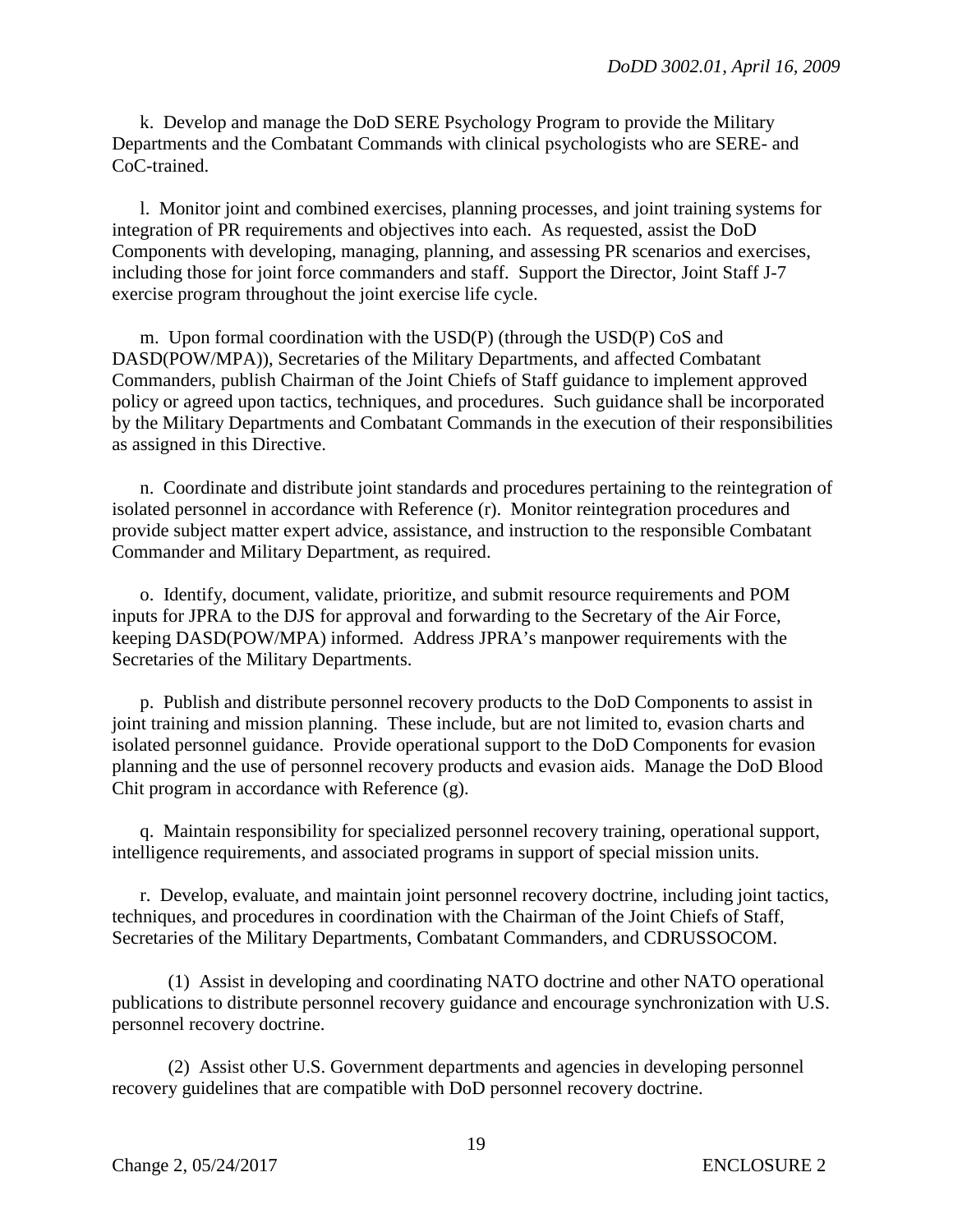k. Develop and manage the DoD SERE Psychology Program to provide the Military Departments and the Combatant Commands with clinical psychologists who are SERE- and CoC-trained.

l. Monitor joint and combined exercises, planning processes, and joint training systems for integration of PR requirements and objectives into each. As requested, assist the DoD Components with developing, managing, planning, and assessing PR scenarios and exercises, including those for joint force commanders and staff. Support the Director, Joint Staff J-7 exercise program throughout the joint exercise life cycle.

m. Upon formal coordination with the USD(P) (through the USD(P) CoS and DASD(POW/MPA)), Secretaries of the Military Departments, and affected Combatant Commanders, publish Chairman of the Joint Chiefs of Staff guidance to implement approved policy or agreed upon tactics, techniques, and procedures. Such guidance shall be incorporated by the Military Departments and Combatant Commands in the execution of their responsibilities as assigned in this Directive.

n. Coordinate and distribute joint standards and procedures pertaining to the reintegration of isolated personnel in accordance with Reference (r). Monitor reintegration procedures and provide subject matter expert advice, assistance, and instruction to the responsible Combatant Commander and Military Department, as required.

o. Identify, document, validate, prioritize, and submit resource requirements and POM inputs for JPRA to the DJS for approval and forwarding to the Secretary of the Air Force, keeping DASD(POW/MPA) informed. Address JPRA's manpower requirements with the Secretaries of the Military Departments.

p. Publish and distribute personnel recovery products to the DoD Components to assist in joint training and mission planning. These include, but are not limited to, evasion charts and isolated personnel guidance. Provide operational support to the DoD Components for evasion planning and the use of personnel recovery products and evasion aids. Manage the DoD Blood Chit program in accordance with Reference (g).

q. Maintain responsibility for specialized personnel recovery training, operational support, intelligence requirements, and associated programs in support of special mission units.

r. Develop, evaluate, and maintain joint personnel recovery doctrine, including joint tactics, techniques, and procedures in coordination with the Chairman of the Joint Chiefs of Staff, Secretaries of the Military Departments, Combatant Commanders, and CDRUSSOCOM.

(1) Assist in developing and coordinating NATO doctrine and other NATO operational publications to distribute personnel recovery guidance and encourage synchronization with U.S. personnel recovery doctrine.

(2) Assist other U.S. Government departments and agencies in developing personnel recovery guidelines that are compatible with DoD personnel recovery doctrine.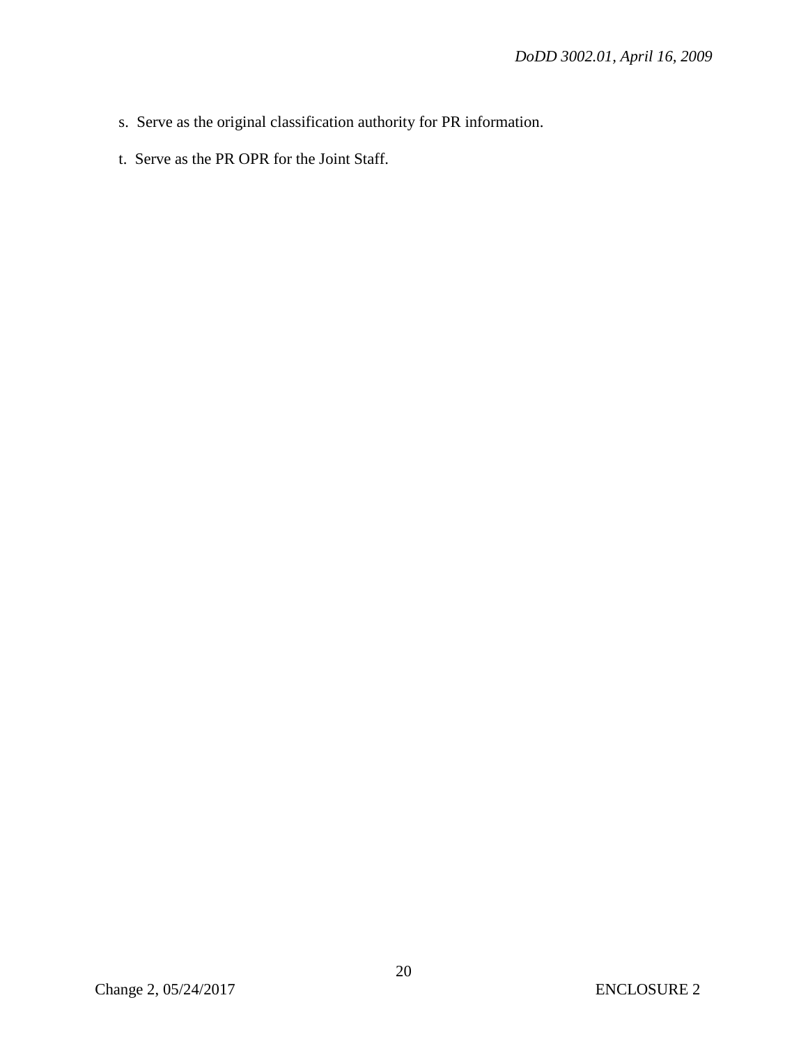s. Serve as the original classification authority for PR information.

t. Serve as the PR OPR for the Joint Staff.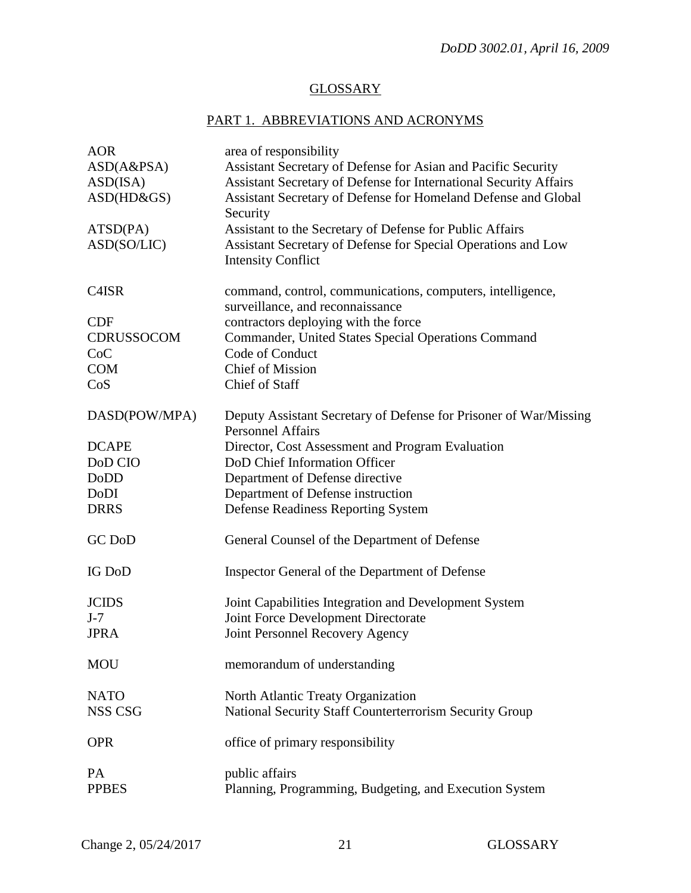## GLOSSARY

### PART 1. ABBREVIATIONS AND ACRONYMS

| | |
|---|---|
| AOR | area of responsibility |
| ASD(A&PSA) | Assistant Secretary of Defense for Asian and Pacific Security |
| ASD(ISA) | Assistant Secretary of Defense for International Security Affairs |
| ASD(HD&GS) | Assistant Secretary of Defense for Homeland Defense and Global Security |
| ATSD(PA) | Assistant to the Secretary of Defense for Public Affairs |
| ASD(SO/LIC) | Assistant Secretary of Defense for Special Operations and Low Intensity Conflict |
| C4ISR | command, control, communications, computers, intelligence, surveillance, and reconnaissance |
| CDF | contractors deploying with the force |
| CDRUSSOCOM | Commander, United States Special Operations Command |
| CoC | Code of Conduct |
| COM | Chief of Mission |
| CoS | Chief of Staff |
| DASD(POW/MPA) | Deputy Assistant Secretary of Defense for Prisoner of War/Missing Personnel Affairs |
| DCAPE | Director, Cost Assessment and Program Evaluation |
| DoD CIO | DoD Chief Information Officer |
| DoDD | Department of Defense directive |
| DoDI | Department of Defense instruction |
| DRRS | Defense Readiness Reporting System |
| GC DoD | General Counsel of the Department of Defense |
| IG DoD | Inspector General of the Department of Defense |
| JCIDS | Joint Capabilities Integration and Development System |
| J-7 | Joint Force Development Directorate |
| JPRA | Joint Personnel Recovery Agency |
| MOU | memorandum of understanding |
| NATO | North Atlantic Treaty Organization |
| NSS CSG | National Security Staff Counterterrorism Security Group |
| OPR | office of primary responsibility |
| PA | public affairs |
| PPBES | Planning, Programming, Budgeting, and Execution System |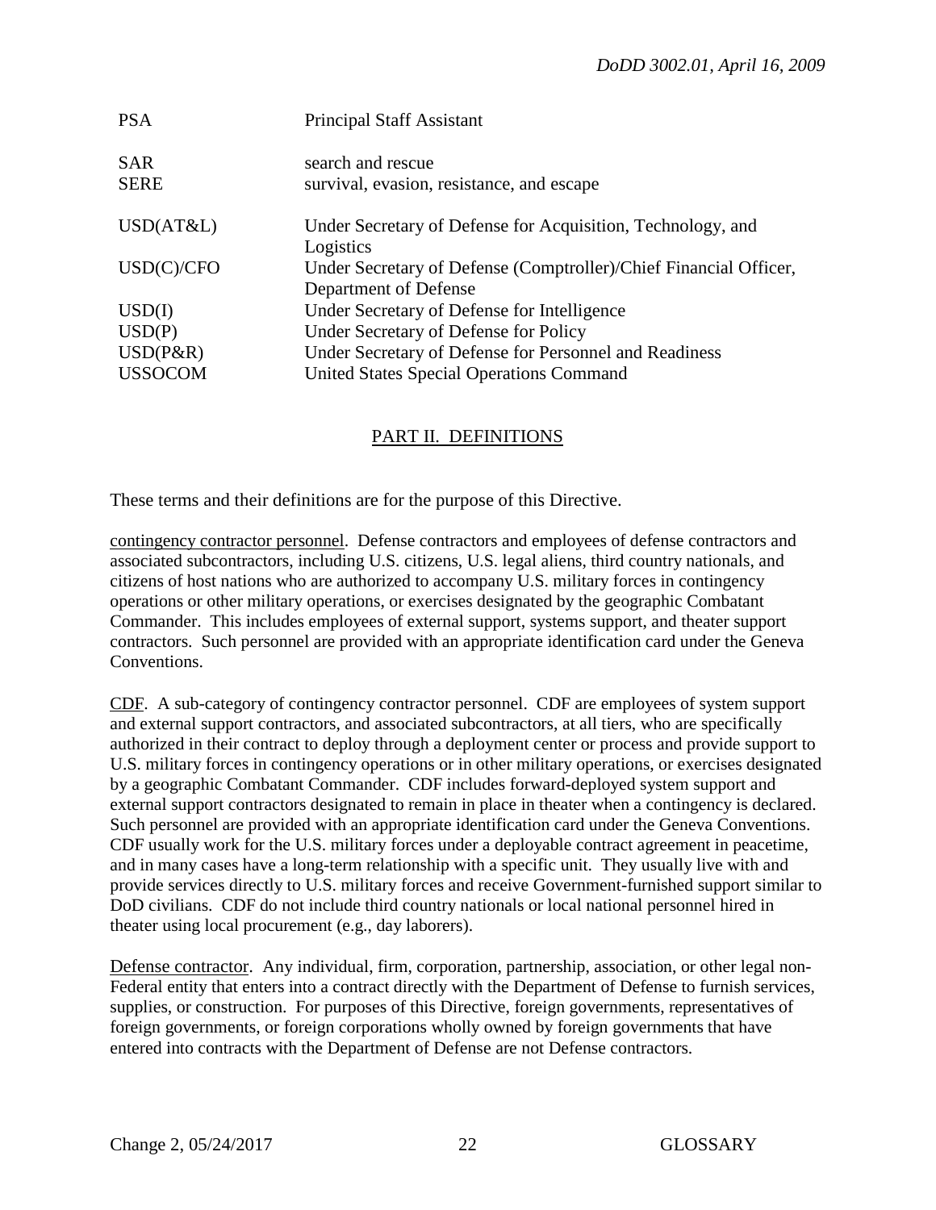| | |
|---|---|
| PSA | Principal Staff Assistant |
| SAR | search and rescue |
| SERE | survival, evasion, resistance, and escape |
| USD(AT&L) | Under Secretary of Defense for Acquisition, Technology, and Logistics |
| USD(C)/CFO | Under Secretary of Defense (Comptroller)/Chief Financial Officer, Department of Defense |
| USD(I) | Under Secretary of Defense for Intelligence |
| USD(P) | Under Secretary of Defense for Policy |
| USD(P&R) | Under Secretary of Defense for Personnel and Readiness |
| USSOCOM | United States Special Operations Command |

## PART II. DEFINITIONS

These terms and their definitions are for the purpose of this Directive.

contingency contractor personnel. Defense contractors and employees of defense contractors and associated subcontractors, including U.S. citizens, U.S. legal aliens, third country nationals, and citizens of host nations who are authorized to accompany U.S. military forces in contingency operations or other military operations, or exercises designated by the geographic Combatant Commander. This includes employees of external support, systems support, and theater support contractors. Such personnel are provided with an appropriate identification card under the Geneva Conventions.

CDF. A sub-category of contingency contractor personnel. CDF are employees of system support and external support contractors, and associated subcontractors, at all tiers, who are specifically authorized in their contract to deploy through a deployment center or process and provide support to U.S. military forces in contingency operations or in other military operations, or exercises designated by a geographic Combatant Commander. CDF includes forward-deployed system support and external support contractors designated to remain in place in theater when a contingency is declared. Such personnel are provided with an appropriate identification card under the Geneva Conventions. CDF usually work for the U.S. military forces under a deployable contract agreement in peacetime, and in many cases have a long-term relationship with a specific unit. They usually live with and provide services directly to U.S. military forces and receive Government-furnished support similar to DoD civilians. CDF do not include third country nationals or local national personnel hired in theater using local procurement (e.g., day laborers).

Defense contractor. Any individual, firm, corporation, partnership, association, or other legal non-Federal entity that enters into a contract directly with the Department of Defense to furnish services, supplies, or construction. For purposes of this Directive, foreign governments, representatives of foreign governments, or foreign corporations wholly owned by foreign governments that have entered into contracts with the Department of Defense are not Defense contractors.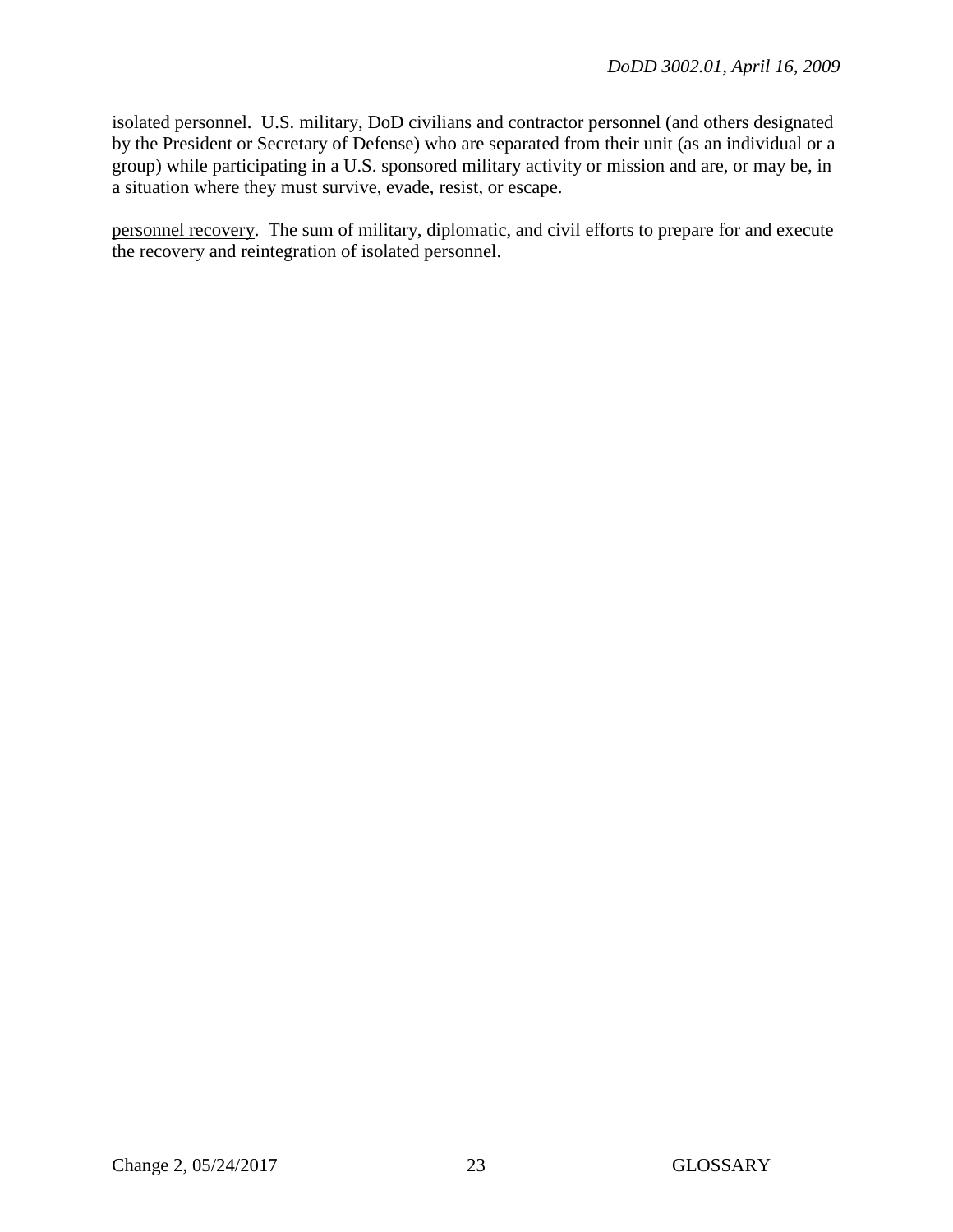<u>isolated personnel</u>. U.S. military, DoD civilians and contractor personnel (and others designated by the President or Secretary of Defense) who are separated from their unit (as an individual or a group) while participating in a U.S. sponsored military activity or mission and are, or may be, in a situation where they must survive, evade, resist, or escape.

<u>personnel recovery</u>. The sum of military, diplomatic, and civil efforts to prepare for and execute the recovery and reintegration of isolated personnel.